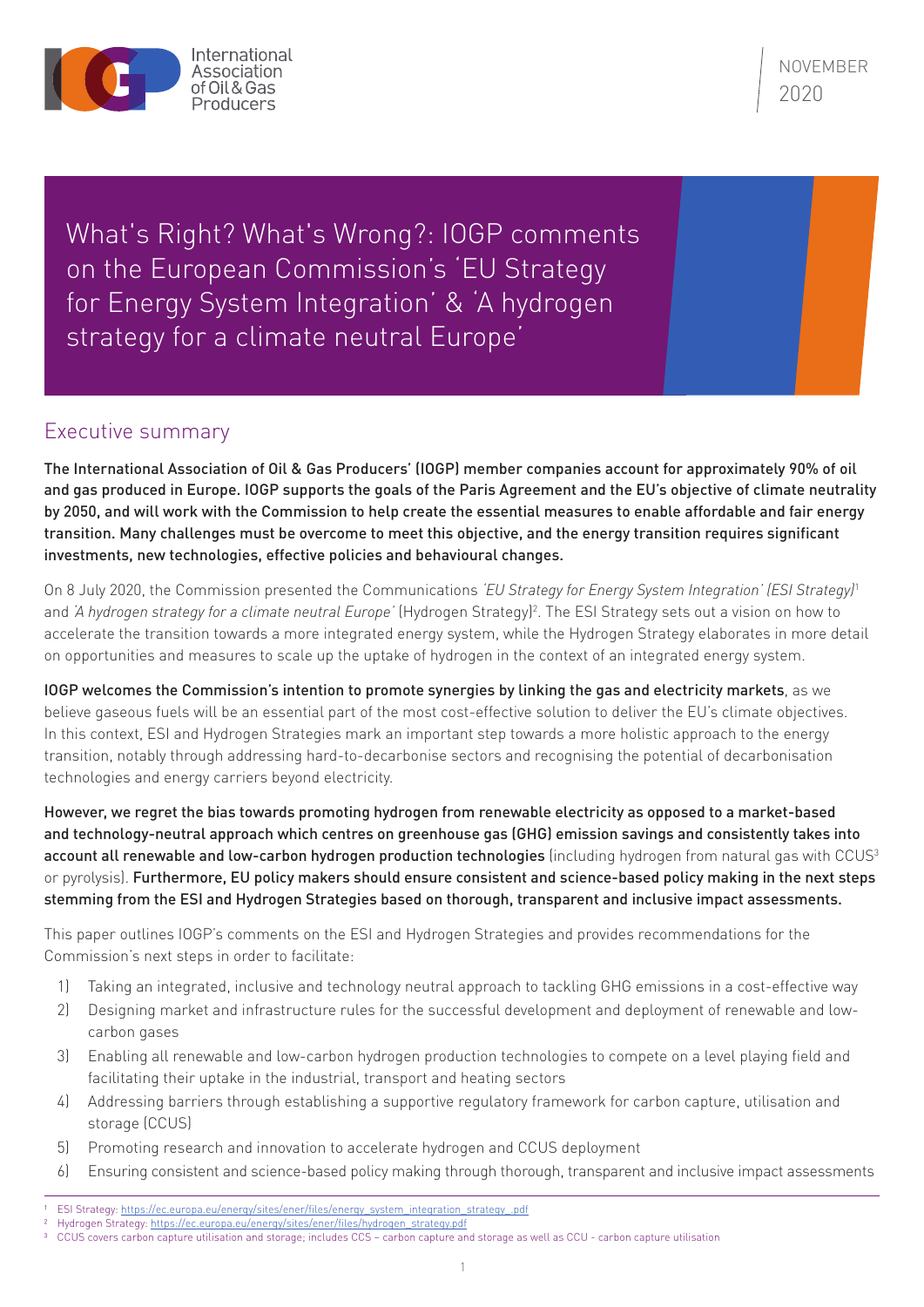International Association of Oil & Gas Producers

NOVEMBER 2020

# What's Right? What's Wrong?: IOGP comments on the European Commission's 'EU Strategy for Energy System Integration' & 'A hydrogen strategy for a climate neutral Europe'

## Executive summary

**The International Association of Oil & Gas Producers' (IOGP) member companies account for approximately 90% of oil and gas produced in Europe. IOGP supports the goals of the Paris Agreement and the EU's objective of climate neutrality by 2050, and will work with the Commission to help create the essential measures to enable affordable and fair energy transition. Many challenges must be overcome to meet this objective, and the energy transition requires significant investments, new technologies, effective policies and behavioural changes.**

On 8 July 2020, the Commission presented the Communications *'EU Strategy for Energy System Integration' (ESI Strategy)*[1] and *'A hydrogen strategy for a climate neutral Europe'* (Hydrogen Strategy)[2]. The ESI Strategy sets out a vision on how to accelerate the transition towards a more integrated energy system, while the Hydrogen Strategy elaborates in more detail on opportunities and measures to scale up the uptake of hydrogen in the context of an integrated energy system.

**IOGP welcomes the Commission's intention to promote synergies by linking the gas and electricity markets**, as we believe gaseous fuels will be an essential part of the most cost-effective solution to deliver the EU's climate objectives. In this context, ESI and Hydrogen Strategies mark an important step towards a more holistic approach to the energy transition, notably through addressing hard-to-decarbonise sectors and recognising the potential of decarbonisation technologies and energy carriers beyond electricity.

**However, we regret the bias towards promoting hydrogen from renewable electricity as opposed to a market-based and technology-neutral approach which centres on greenhouse gas (GHG) emission savings and consistently takes into account all renewable and low-carbon hydrogen production technologies** (including hydrogen from natural gas with CCUS[3] or pyrolysis). **Furthermore, EU policy makers should ensure consistent and science-based policy making in the next steps stemming from the ESI and Hydrogen Strategies based on thorough, transparent and inclusive impact assessments.**

This paper outlines IOGP's comments on the ESI and Hydrogen Strategies and provides recommendations for the Commission's next steps in order to facilitate:

1) Taking an integrated, inclusive and technology neutral approach to tackling GHG emissions in a cost-effective way
2) Designing market and infrastructure rules for the successful development and deployment of renewable and low-carbon gases
3) Enabling all renewable and low-carbon hydrogen production technologies to compete on a level playing field and facilitating their uptake in the industrial, transport and heating sectors
4) Addressing barriers through establishing a supportive regulatory framework for carbon capture, utilisation and storage (CCUS)
5) Promoting research and innovation to accelerate hydrogen and CCUS deployment
6) Ensuring consistent and science-based policy making through thorough, transparent and inclusive impact assessments

---

[1] ESI Strategy: https://ec.europa.eu/energy/sites/ener/files/energy_system_integration_strategy_.pdf

[2] Hydrogen Strategy: https://ec.europa.eu/energy/sites/ener/files/hydrogen_strategy.pdf

[3] CCUS covers carbon capture utilisation and storage; includes CCS – carbon capture and storage as well as CCU - carbon capture utilisation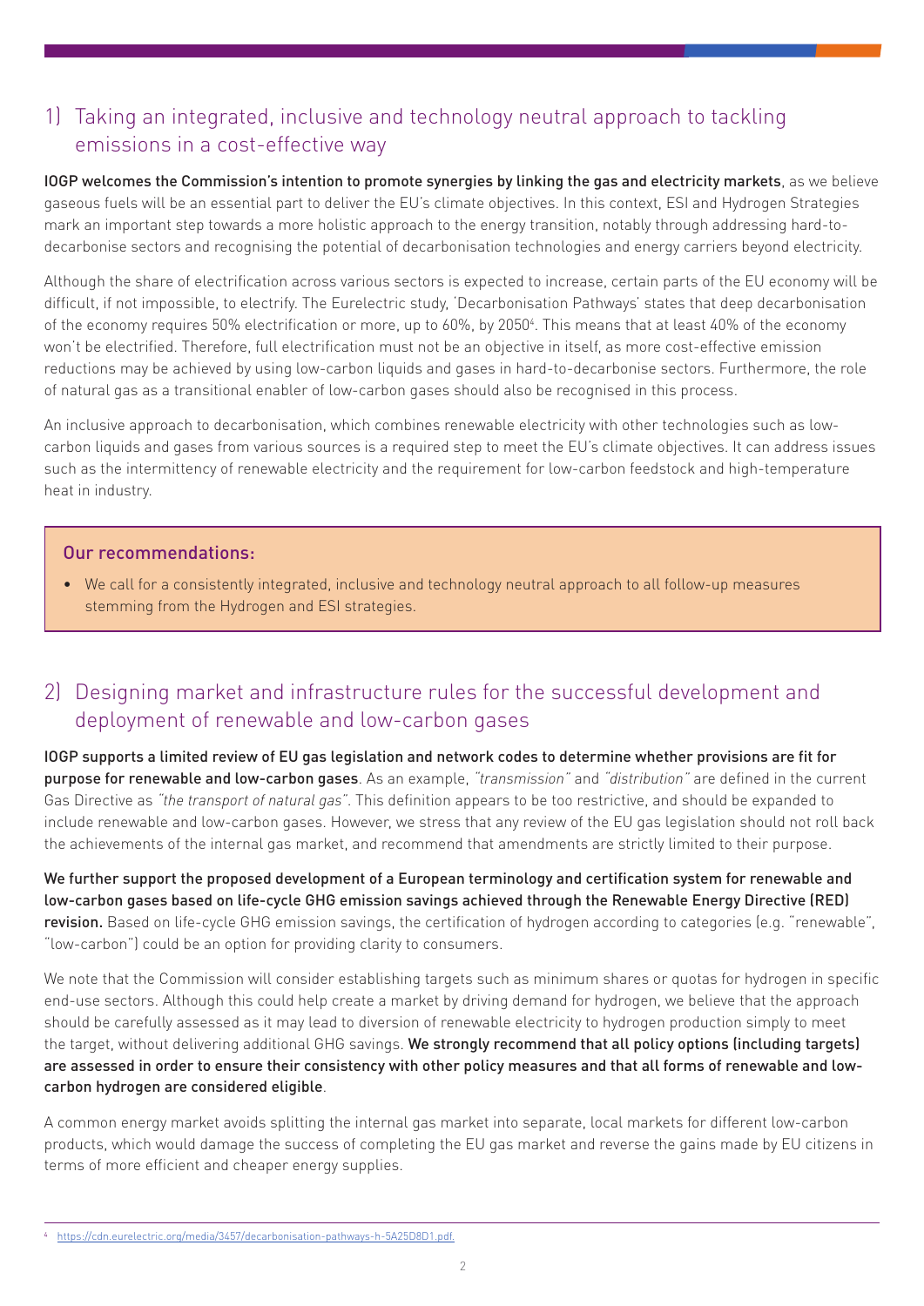## 1) Taking an integrated, inclusive and technology neutral approach to tackling emissions in a cost-effective way

**IOGP welcomes the Commission's intention to promote synergies by linking the gas and electricity markets**, as we believe gaseous fuels will be an essential part to deliver the EU's climate objectives. In this context, ESI and Hydrogen Strategies mark an important step towards a more holistic approach to the energy transition, notably through addressing hard-to-decarbonise sectors and recognising the potential of decarbonisation technologies and energy carriers beyond electricity.

Although the share of electrification across various sectors is expected to increase, certain parts of the EU economy will be difficult, if not impossible, to electrify. The Eurelectric study, 'Decarbonisation Pathways' states that deep decarbonisation of the economy requires 50% electrification or more, up to 60%, by 2050[4]. This means that at least 40% of the economy won't be electrified. Therefore, full electrification must not be an objective in itself, as more cost-effective emission reductions may be achieved by using low-carbon liquids and gases in hard-to-decarbonise sectors. Furthermore, the role of natural gas as a transitional enabler of low-carbon gases should also be recognised in this process.

An inclusive approach to decarbonisation, which combines renewable electricity with other technologies such as low-carbon liquids and gases from various sources is a required step to meet the EU's climate objectives. It can address issues such as the intermittency of renewable electricity and the requirement for low-carbon feedstock and high-temperature heat in industry.

> **Our recommendations:**
>
> - We call for a consistently integrated, inclusive and technology neutral approach to all follow-up measures stemming from the Hydrogen and ESI strategies.

## 2) Designing market and infrastructure rules for the successful development and deployment of renewable and low-carbon gases

**IOGP supports a limited review of EU gas legislation and network codes to determine whether provisions are fit for purpose for renewable and low-carbon gases**. As an example, *"transmission"* and *"distribution"* are defined in the current Gas Directive as *"the transport of natural gas"*. This definition appears to be too restrictive, and should be expanded to include renewable and low-carbon gases. However, we stress that any review of the EU gas legislation should not roll back the achievements of the internal gas market, and recommend that amendments are strictly limited to their purpose.

**We further support the proposed development of a European terminology and certification system for renewable and low-carbon gases based on life-cycle GHG emission savings achieved through the Renewable Energy Directive (RED) revision.** Based on life-cycle GHG emission savings, the certification of hydrogen according to categories (e.g. "renewable", "low-carbon") could be an option for providing clarity to consumers.

We note that the Commission will consider establishing targets such as minimum shares or quotas for hydrogen in specific end-use sectors. Although this could help create a market by driving demand for hydrogen, we believe that the approach should be carefully assessed as it may lead to diversion of renewable electricity to hydrogen production simply to meet the target, without delivering additional GHG savings. **We strongly recommend that all policy options (including targets) are assessed in order to ensure their consistency with other policy measures and that all forms of renewable and low-carbon hydrogen are considered eligible**.

A common energy market avoids splitting the internal gas market into separate, local markets for different low-carbon products, which would damage the success of completing the EU gas market and reverse the gains made by EU citizens in terms of more efficient and cheaper energy supplies.

---

[4] https://cdn.eurelectric.org/media/3457/decarbonisation-pathways-h-5A25D8D1.pdf.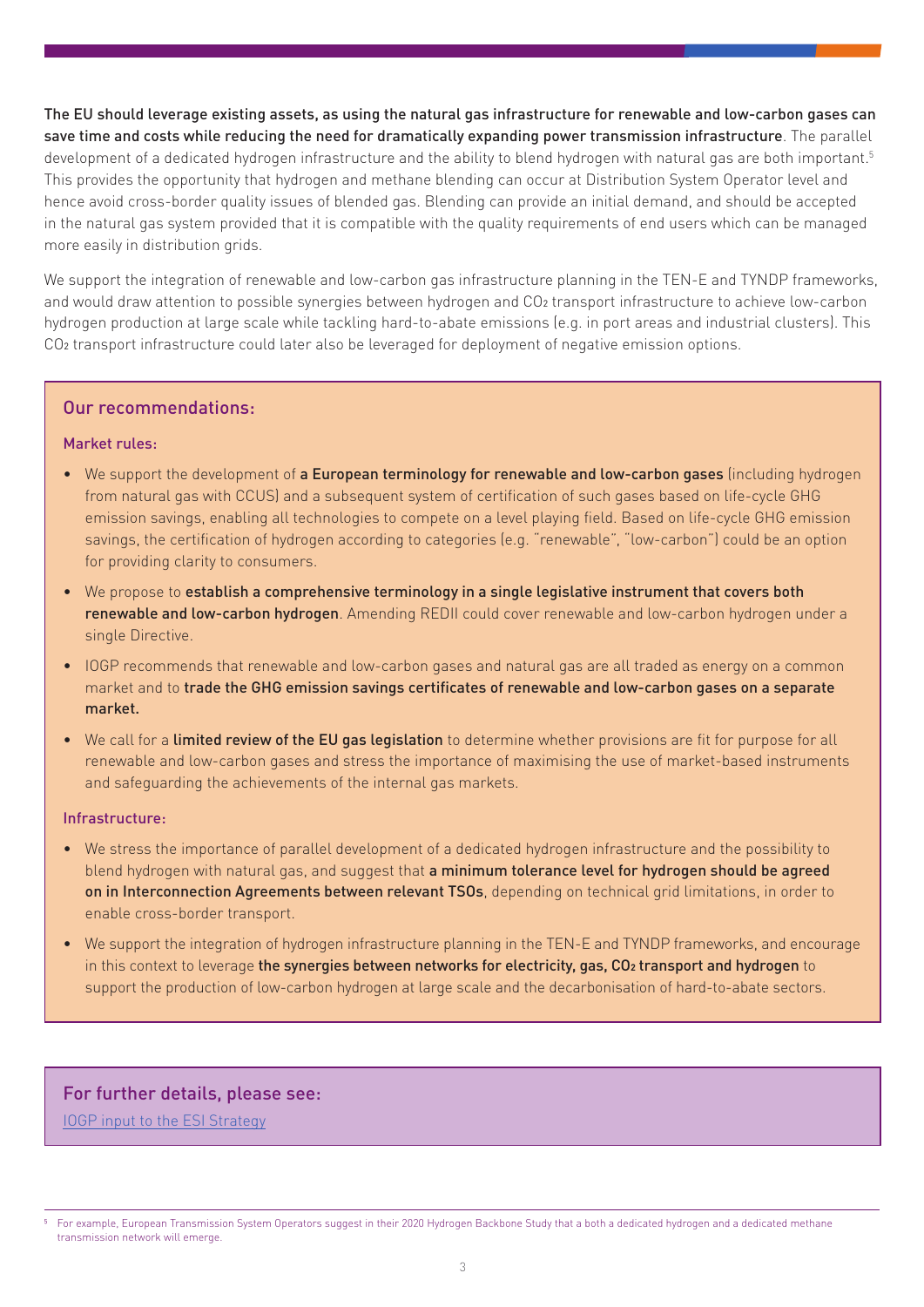**The EU should leverage existing assets, as using the natural gas infrastructure for renewable and low-carbon gases can save time and costs while reducing the need for dramatically expanding power transmission infrastructure**. The parallel development of a dedicated hydrogen infrastructure and the ability to blend hydrogen with natural gas are both important.[5] This provides the opportunity that hydrogen and methane blending can occur at Distribution System Operator level and hence avoid cross-border quality issues of blended gas. Blending can provide an initial demand, and should be accepted in the natural gas system provided that it is compatible with the quality requirements of end users which can be managed more easily in distribution grids.

We support the integration of renewable and low-carbon gas infrastructure planning in the TEN-E and TYNDP frameworks, and would draw attention to possible synergies between hydrogen and $CO_2$ transport infrastructure to achieve low-carbon hydrogen production at large scale while tackling hard-to-abate emissions (e.g. in port areas and industrial clusters). This $CO_2$ transport infrastructure could later also be leveraged for deployment of negative emission options.

## Our recommendations:

### Market rules:

- We support the development of **a European terminology for renewable and low-carbon gases** (including hydrogen from natural gas with CCUS) and a subsequent system of certification of such gases based on life-cycle GHG emission savings, enabling all technologies to compete on a level playing field. Based on life-cycle GHG emission savings, the certification of hydrogen according to categories (e.g. "renewable", "low-carbon") could be an option for providing clarity to consumers.
- We propose to **establish a comprehensive terminology in a single legislative instrument that covers both renewable and low-carbon hydrogen**. Amending REDII could cover renewable and low-carbon hydrogen under a single Directive.
- IOGP recommends that renewable and low-carbon gases and natural gas are all traded as energy on a common market and to **trade the GHG emission savings certificates of renewable and low-carbon gases on a separate market.**
- We call for a **limited review of the EU gas legislation** to determine whether provisions are fit for purpose for all renewable and low-carbon gases and stress the importance of maximising the use of market-based instruments and safeguarding the achievements of the internal gas markets.

### Infrastructure:

- We stress the importance of parallel development of a dedicated hydrogen infrastructure and the possibility to blend hydrogen with natural gas, and suggest that **a minimum tolerance level for hydrogen should be agreed on in Interconnection Agreements between relevant TSOs**, depending on technical grid limitations, in order to enable cross-border transport.
- We support the integration of hydrogen infrastructure planning in the TEN-E and TYNDP frameworks, and encourage in this context to leverage **the synergies between networks for electricity, gas, $CO_2$ transport and hydrogen** to support the production of low-carbon hydrogen at large scale and the decarbonisation of hard-to-abate sectors.

## For further details, please see:

[IOGP input to the ESI Strategy]

[5] For example, European Transmission System Operators suggest in their 2020 Hydrogen Backbone Study that a both a dedicated hydrogen and a dedicated methane transmission network will emerge.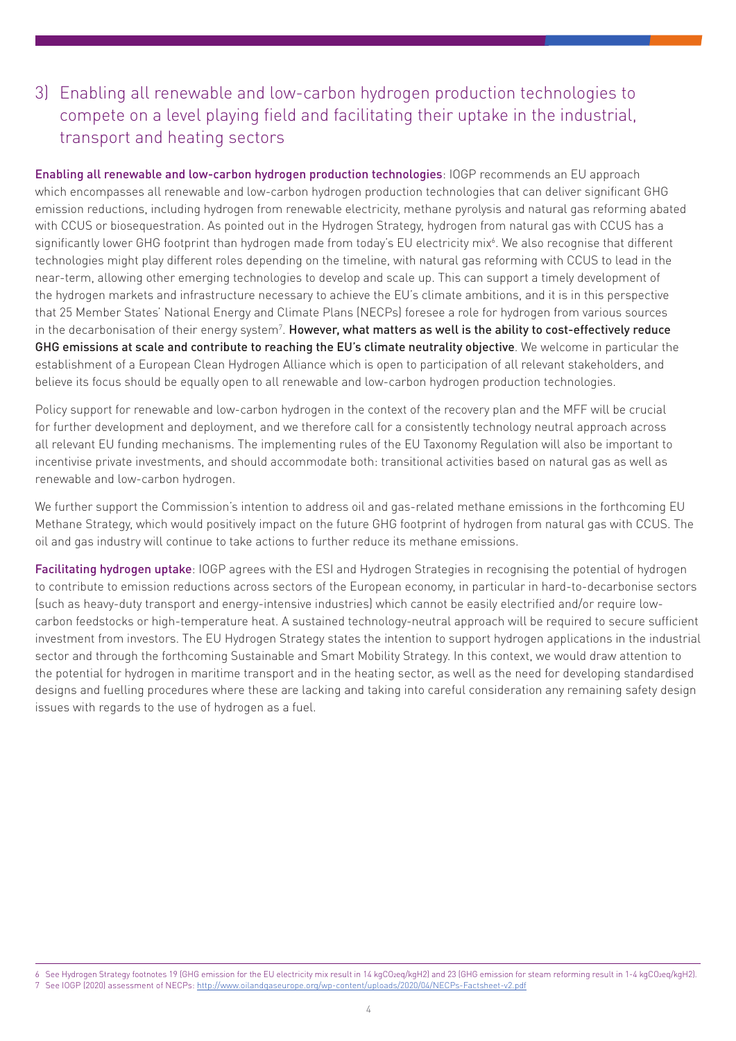## 3) Enabling all renewable and low-carbon hydrogen production technologies to compete on a level playing field and facilitating their uptake in the industrial, transport and heating sectors

**Enabling all renewable and low-carbon hydrogen production technologies**: IOGP recommends an EU approach which encompasses all renewable and low-carbon hydrogen production technologies that can deliver significant GHG emission reductions, including hydrogen from renewable electricity, methane pyrolysis and natural gas reforming abated with CCUS or biosequestration. As pointed out in the Hydrogen Strategy, hydrogen from natural gas with CCUS has a significantly lower GHG footprint than hydrogen made from today's EU electricity mix[6]. We also recognise that different technologies might play different roles depending on the timeline, with natural gas reforming with CCUS to lead in the near-term, allowing other emerging technologies to develop and scale up. This can support a timely development of the hydrogen markets and infrastructure necessary to achieve the EU's climate ambitions, and it is in this perspective that 25 Member States' National Energy and Climate Plans (NECPs) foresee a role for hydrogen from various sources in the decarbonisation of their energy system[7]. **However, what matters as well is the ability to cost-effectively reduce GHG emissions at scale and contribute to reaching the EU's climate neutrality objective**. We welcome in particular the establishment of a European Clean Hydrogen Alliance which is open to participation of all relevant stakeholders, and believe its focus should be equally open to all renewable and low-carbon hydrogen production technologies.

Policy support for renewable and low-carbon hydrogen in the context of the recovery plan and the MFF will be crucial for further development and deployment, and we therefore call for a consistently technology neutral approach across all relevant EU funding mechanisms. The implementing rules of the EU Taxonomy Regulation will also be important to incentivise private investments, and should accommodate both: transitional activities based on natural gas as well as renewable and low-carbon hydrogen.

We further support the Commission's intention to address oil and gas-related methane emissions in the forthcoming EU Methane Strategy, which would positively impact on the future GHG footprint of hydrogen from natural gas with CCUS. The oil and gas industry will continue to take actions to further reduce its methane emissions.

**Facilitating hydrogen uptake**: IOGP agrees with the ESI and Hydrogen Strategies in recognising the potential of hydrogen to contribute to emission reductions across sectors of the European economy, in particular in hard-to-decarbonise sectors (such as heavy-duty transport and energy-intensive industries) which cannot be easily electrified and/or require low-carbon feedstocks or high-temperature heat. A sustained technology-neutral approach will be required to secure sufficient investment from investors. The EU Hydrogen Strategy states the intention to support hydrogen applications in the industrial sector and through the forthcoming Sustainable and Smart Mobility Strategy. In this context, we would draw attention to the potential for hydrogen in maritime transport and in the heating sector, as well as the need for developing standardised designs and fuelling procedures where these are lacking and taking into careful consideration any remaining safety design issues with regards to the use of hydrogen as a fuel.

6 See Hydrogen Strategy footnotes 19 (GHG emission for the EU electricity mix result in 14 $kgCO_2eq/kgH_2$) and 23 (GHG emission for steam reforming result in 1-4 $kgCO_2eq/kgH_2$).

7 See IOGP (2020) assessment of NECPs: http://www.oilandgaseurope.org/wp-content/uploads/2020/04/NECPs-Factsheet-v2.pdf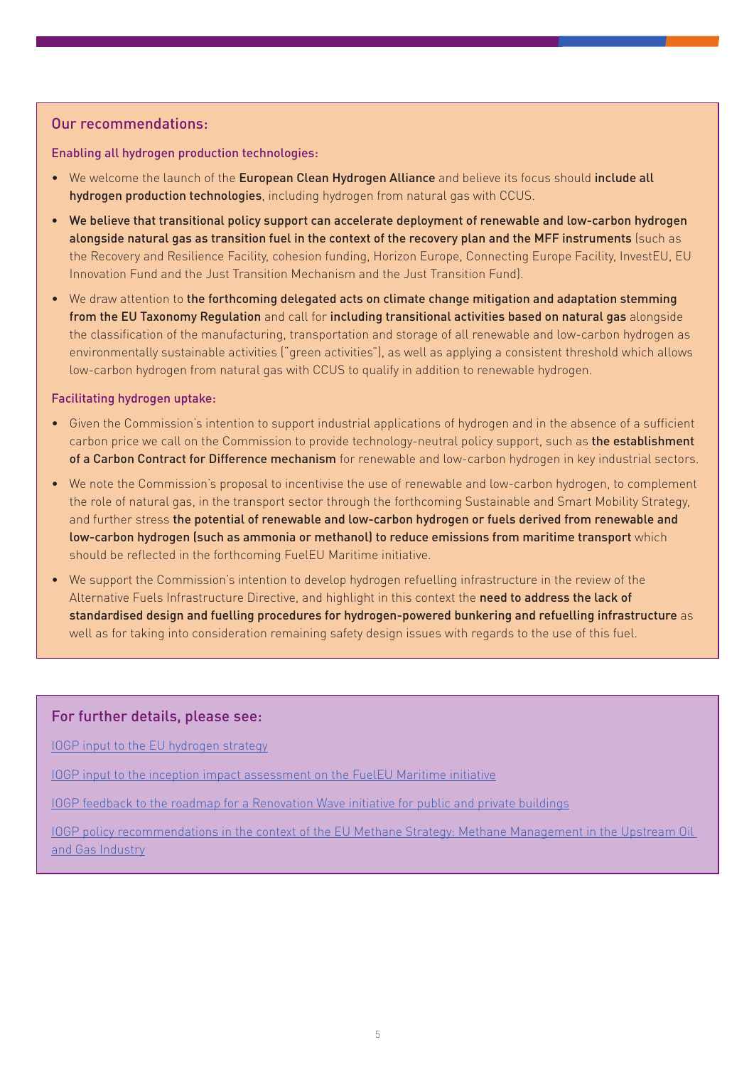## Our recommendations:

### Enabling all hydrogen production technologies:

- We welcome the launch of the **European Clean Hydrogen Alliance** and believe its focus should **include all hydrogen production technologies**, including hydrogen from natural gas with CCUS.
- **We believe that transitional policy support can accelerate deployment of renewable and low-carbon hydrogen alongside natural gas as transition fuel in the context of the recovery plan and the MFF instruments** (such as the Recovery and Resilience Facility, cohesion funding, Horizon Europe, Connecting Europe Facility, InvestEU, EU Innovation Fund and the Just Transition Mechanism and the Just Transition Fund).
- We draw attention to **the forthcoming delegated acts on climate change mitigation and adaptation stemming from the EU Taxonomy Regulation** and call for **including transitional activities based on natural gas** alongside the classification of the manufacturing, transportation and storage of all renewable and low-carbon hydrogen as environmentally sustainable activities ("green activities"), as well as applying a consistent threshold which allows low-carbon hydrogen from natural gas with CCUS to qualify in addition to renewable hydrogen.

### Facilitating hydrogen uptake:

- Given the Commission's intention to support industrial applications of hydrogen and in the absence of a sufficient carbon price we call on the Commission to provide technology-neutral policy support, such as **the establishment of a Carbon Contract for Difference mechanism** for renewable and low-carbon hydrogen in key industrial sectors.
- We note the Commission's proposal to incentivise the use of renewable and low-carbon hydrogen, to complement the role of natural gas, in the transport sector through the forthcoming Sustainable and Smart Mobility Strategy, and further stress **the potential of renewable and low-carbon hydrogen or fuels derived from renewable and low-carbon hydrogen (such as ammonia or methanol) to reduce emissions from maritime transport** which should be reflected in the forthcoming FuelEU Maritime initiative.
- We support the Commission's intention to develop hydrogen refuelling infrastructure in the review of the Alternative Fuels Infrastructure Directive, and highlight in this context the **need to address the lack of standardised design and fuelling procedures for hydrogen-powered bunkering and refuelling infrastructure** as well as for taking into consideration remaining safety design issues with regards to the use of this fuel.

## For further details, please see:

IOGP input to the EU hydrogen strategy

IOGP input to the inception impact assessment on the FuelEU Maritime initiative

IOGP feedback to the roadmap for a Renovation Wave initiative for public and private buildings

IOGP policy recommendations in the context of the EU Methane Strategy: Methane Management in the Upstream Oil and Gas Industry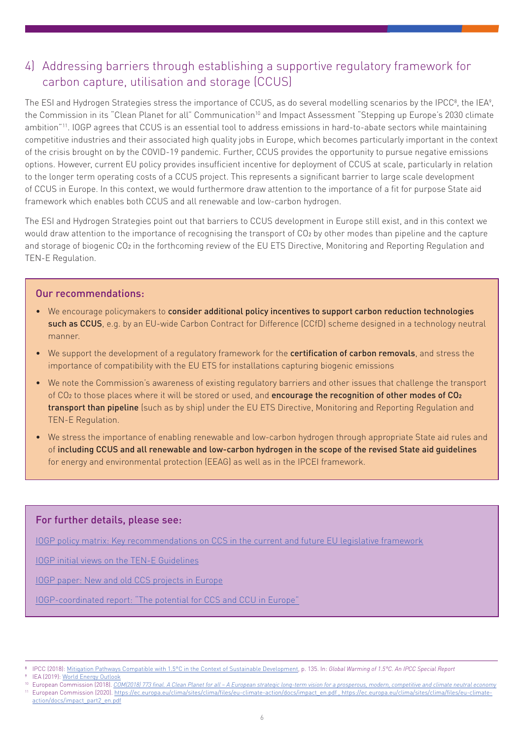## 4) Addressing barriers through establishing a supportive regulatory framework for carbon capture, utilisation and storage (CCUS)

The ESI and Hydrogen Strategies stress the importance of CCUS, as do several modelling scenarios by the IPCC[8], the IEA[9], the Commission in its "Clean Planet for all" Communication[10] and Impact Assessment "Stepping up Europe's 2030 climate ambition"[11]. IOGP agrees that CCUS is an essential tool to address emissions in hard-to-abate sectors while maintaining competitive industries and their associated high quality jobs in Europe, which becomes particularly important in the context of the crisis brought on by the COVID-19 pandemic. Further, CCUS provides the opportunity to pursue negative emissions options. However, current EU policy provides insufficient incentive for deployment of CCUS at scale, particularly in relation to the longer term operating costs of a CCUS project. This represents a significant barrier to large scale development of CCUS in Europe. In this context, we would furthermore draw attention to the importance of a fit for purpose State aid framework which enables both CCUS and all renewable and low-carbon hydrogen.

The ESI and Hydrogen Strategies point out that barriers to CCUS development in Europe still exist, and in this context we would draw attention to the importance of recognising the transport of $CO_2$ by other modes than pipeline and the capture and storage of biogenic $CO_2$ in the forthcoming review of the EU ETS Directive, Monitoring and Reporting Regulation and TEN-E Regulation.

### Our recommendations:

- We encourage policymakers to **consider additional policy incentives to support carbon reduction technologies such as CCUS**, e.g. by an EU-wide Carbon Contract for Difference (CCfD) scheme designed in a technology neutral manner.
- We support the development of a regulatory framework for the **certification of carbon removals**, and stress the importance of compatibility with the EU ETS for installations capturing biogenic emissions
- We note the Commission's awareness of existing regulatory barriers and other issues that challenge the transport of $CO_2$ to those places where it will be stored or used, and **encourage the recognition of other modes of $CO_2$ transport than pipeline** (such as by ship) under the EU ETS Directive, Monitoring and Reporting Regulation and TEN-E Regulation.
- We stress the importance of enabling renewable and low-carbon hydrogen through appropriate State aid rules and of **including CCUS and all renewable and low-carbon hydrogen in the scope of the revised State aid guidelines** for energy and environmental protection (EEAG) as well as in the IPCEI framework.

### For further details, please see:

IOGP policy matrix: Key recommendations on CCS in the current and future EU legislative framework

IOGP initial views on the TEN-E Guidelines

IOGP paper: New and old CCS projects in Europe

IOGP-coordinated report: "The potential for CCS and CCU in Europe"

---

[8] IPCC (2018): Mitigation Pathways Compatible with 1.5°C in the Context of Sustainable Development, p. 135. In: *Global Warming of 1.5°C. An IPCC Special Report*

[9] IEA (2019): World Energy Outlook

[10] European Commission (2018). *COM(2018) 773 final. A Clean Planet for all – A European strategic long-term vision for a prosperous, modern, competitive and climate neutral economy*

[11] European Commission (2020). https://ec.europa.eu/clima/sites/clima/files/eu-climate-action/docs/impact_en.pdf , https://ec.europa.eu/clima/sites/clima/files/eu-climate-action/docs/impact_part2_en.pdf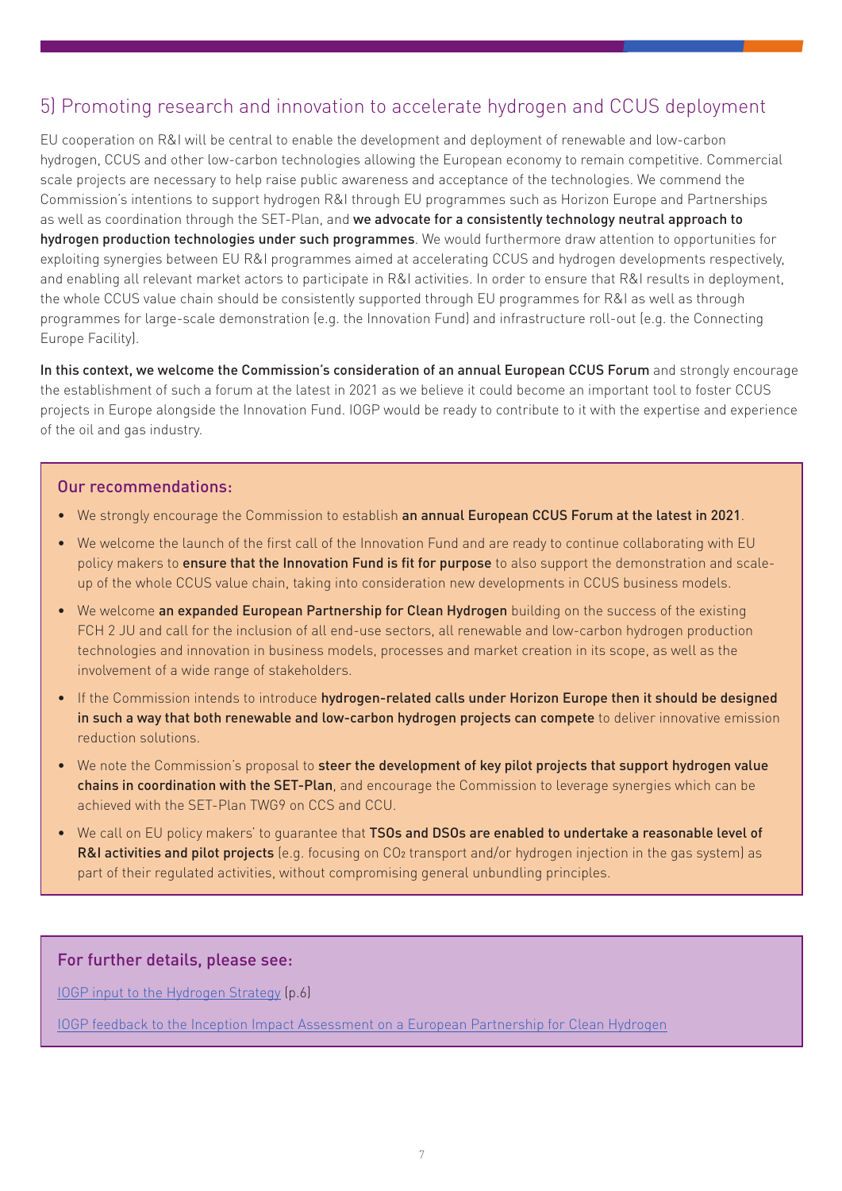## 5) Promoting research and innovation to accelerate hydrogen and CCUS deployment

EU cooperation on R&I will be central to enable the development and deployment of renewable and low-carbon hydrogen, CCUS and other low-carbon technologies allowing the European economy to remain competitive. Commercial scale projects are necessary to help raise public awareness and acceptance of the technologies. We commend the Commission's intentions to support hydrogen R&I through EU programmes such as Horizon Europe and Partnerships as well as coordination through the SET-Plan, and **we advocate for a consistently technology neutral approach to hydrogen production technologies under such programmes**. We would furthermore draw attention to opportunities for exploiting synergies between EU R&I programmes aimed at accelerating CCUS and hydrogen developments respectively, and enabling all relevant market actors to participate in R&I activities. In order to ensure that R&I results in deployment, the whole CCUS value chain should be consistently supported through EU programmes for R&I as well as through programmes for large-scale demonstration (e.g. the Innovation Fund) and infrastructure roll-out (e.g. the Connecting Europe Facility).

**In this context, we welcome the Commission's consideration of an annual European CCUS Forum** and strongly encourage the establishment of such a forum at the latest in 2021 as we believe it could become an important tool to foster CCUS projects in Europe alongside the Innovation Fund. IOGP would be ready to contribute to it with the expertise and experience of the oil and gas industry.

### Our recommendations:

- We strongly encourage the Commission to establish **an annual European CCUS Forum at the latest in 2021**.
- We welcome the launch of the first call of the Innovation Fund and are ready to continue collaborating with EU policy makers to **ensure that the Innovation Fund is fit for purpose** to also support the demonstration and scale-up of the whole CCUS value chain, taking into consideration new developments in CCUS business models.
- We welcome **an expanded European Partnership for Clean Hydrogen** building on the success of the existing FCH 2 JU and call for the inclusion of all end-use sectors, all renewable and low-carbon hydrogen production technologies and innovation in business models, processes and market creation in its scope, as well as the involvement of a wide range of stakeholders.
- If the Commission intends to introduce **hydrogen-related calls under Horizon Europe then it should be designed in such a way that both renewable and low-carbon hydrogen projects can compete** to deliver innovative emission reduction solutions.
- We note the Commission's proposal to **steer the development of key pilot projects that support hydrogen value chains in coordination with the SET-Plan**, and encourage the Commission to leverage synergies which can be achieved with the SET-Plan TWG9 on CCS and CCU.
- We call on EU policy makers' to guarantee that **TSOs and DSOs are enabled to undertake a reasonable level of R&I activities and pilot projects** (e.g. focusing on $CO_2$ transport and/or hydrogen injection in the gas system) as part of their regulated activities, without compromising general unbundling principles.

### For further details, please see:

IOGP input to the Hydrogen Strategy (p.6)

IOGP feedback to the Inception Impact Assessment on a European Partnership for Clean Hydrogen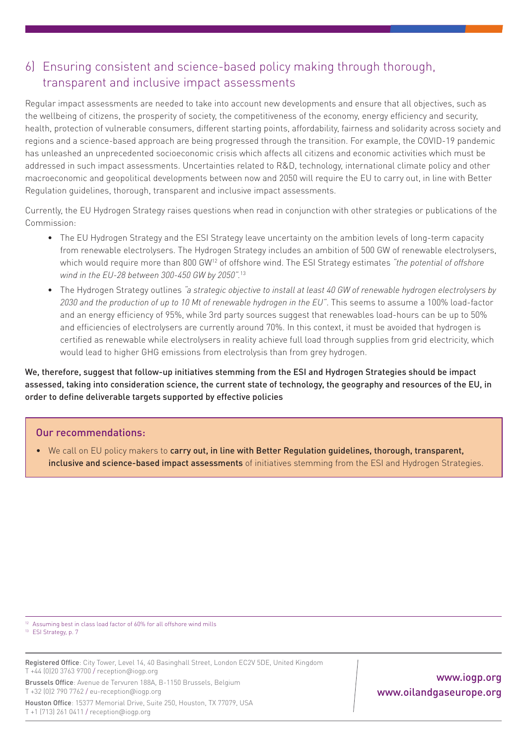## 6) Ensuring consistent and science-based policy making through thorough, transparent and inclusive impact assessments

Regular impact assessments are needed to take into account new developments and ensure that all objectives, such as the wellbeing of citizens, the prosperity of society, the competitiveness of the economy, energy efficiency and security, health, protection of vulnerable consumers, different starting points, affordability, fairness and solidarity across society and regions and a science-based approach are being progressed through the transition. For example, the COVID-19 pandemic has unleashed an unprecedented socioeconomic crisis which affects all citizens and economic activities which must be addressed in such impact assessments. Uncertainties related to R&D, technology, international climate policy and other macroeconomic and geopolitical developments between now and 2050 will require the EU to carry out, in line with Better Regulation guidelines, thorough, transparent and inclusive impact assessments.

Currently, the EU Hydrogen Strategy raises questions when read in conjunction with other strategies or publications of the Commission:

- The EU Hydrogen Strategy and the ESI Strategy leave uncertainty on the ambition levels of long-term capacity from renewable electrolysers. The Hydrogen Strategy includes an ambition of 500 GW of renewable electrolysers, which would require more than 800 GW[12] of offshore wind. The ESI Strategy estimates *"the potential of offshore wind in the EU-28 between 300-450 GW by 2050"*.[13]
- The Hydrogen Strategy outlines *"a strategic objective to install at least 40 GW of renewable hydrogen electrolysers by 2030 and the production of up to 10 Mt of renewable hydrogen in the EU"*. This seems to assume a 100% load-factor and an energy efficiency of 95%, while 3rd party sources suggest that renewables load-hours can be up to 50% and efficiencies of electrolysers are currently around 70%. In this context, it must be avoided that hydrogen is certified as renewable while electrolysers in reality achieve full load through supplies from grid electricity, which would lead to higher GHG emissions from electrolysis than from grey hydrogen.

**We, therefore, suggest that follow-up initiatives stemming from the ESI and Hydrogen Strategies should be impact assessed, taking into consideration science, the current state of technology, the geography and resources of the EU, in order to define deliverable targets supported by effective policies**

### Our recommendations:

- We call on EU policy makers to **carry out, in line with Better Regulation guidelines, thorough, transparent, inclusive and science-based impact assessments** of initiatives stemming from the ESI and Hydrogen Strategies.

---

[12] Assuming best in class load factor of 60% for all offshore wind mills

[13] ESI Strategy, p. 7

**Registered Office**: City Tower, Level 14, 40 Basinghall Street, London EC2V 5DE, United Kingdom
T +44 (0)20 3763 9700 / reception@iogp.org

**Brussels Office**: Avenue de Tervuren 188A, B-1150 Brussels, Belgium
T +32 (0)2 790 7762 / eu-reception@iogp.org

**Houston Office**: 15377 Memorial Drive, Suite 250, Houston, TX 77079, USA
T +1 (713) 261 0411 / reception@iogp.org

www.iogp.org
www.oilandgaseurope.org